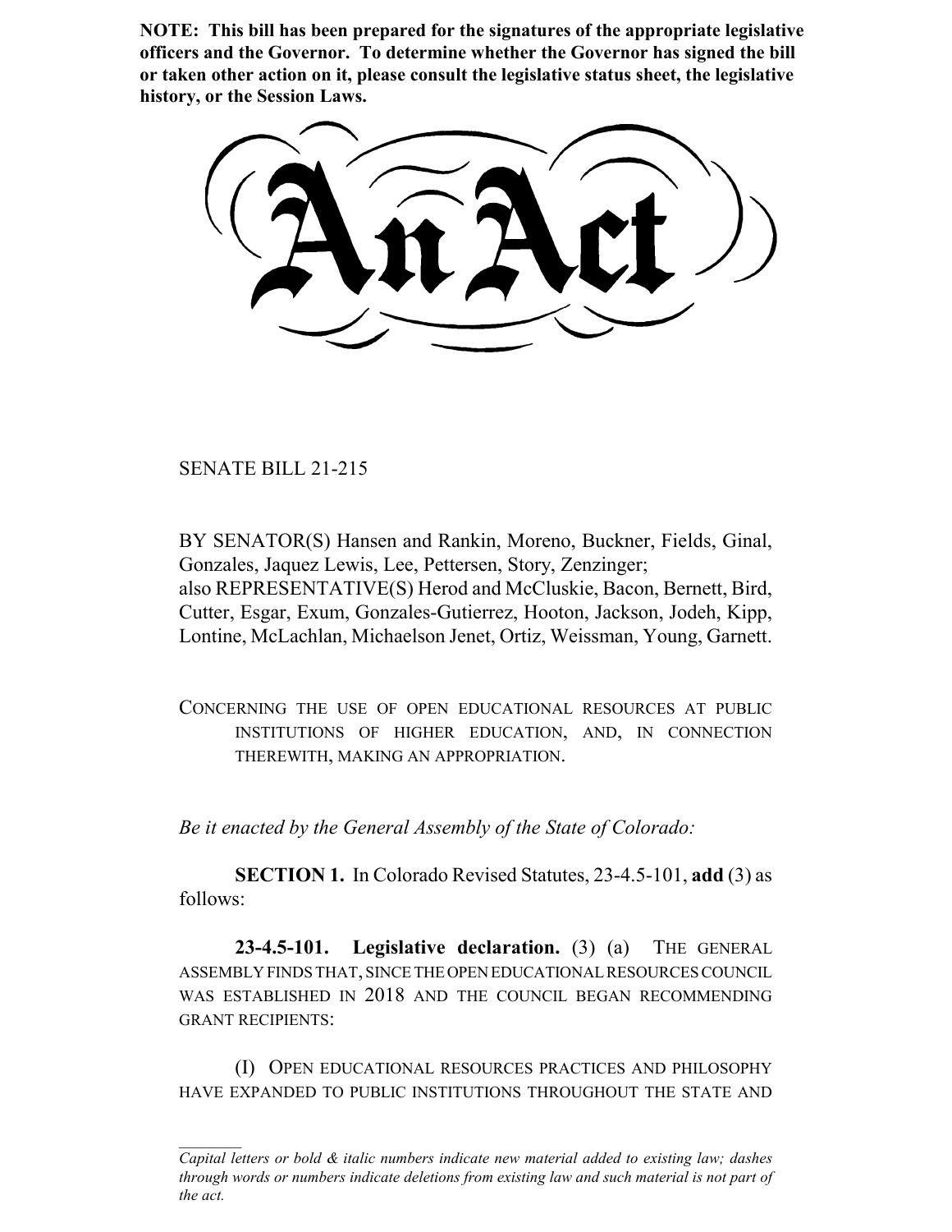**NOTE: This bill has been prepared for the signatures of the appropriate legislative officers and the Governor. To determine whether the Governor has signed the bill or taken other action on it, please consult the legislative status sheet, the legislative history, or the Session Laws.**

# An Act

SENATE BILL 21-215

BY SENATOR(S) Hansen and Rankin, Moreno, Buckner, Fields, Ginal, Gonzales, Jaquez Lewis, Lee, Pettersen, Story, Zenzinger;
also REPRESENTATIVE(S) Herod and McCluskie, Bacon, Bernett, Bird, Cutter, Esgar, Exum, Gonzales-Gutierrez, Hooton, Jackson, Jodeh, Kipp, Lontine, McLachlan, Michaelson Jenet, Ortiz, Weissman, Young, Garnett.

CONCERNING THE USE OF OPEN EDUCATIONAL RESOURCES AT PUBLIC INSTITUTIONS OF HIGHER EDUCATION, AND, IN CONNECTION THEREWITH, MAKING AN APPROPRIATION.

*Be it enacted by the General Assembly of the State of Colorado:*

**SECTION 1.** In Colorado Revised Statutes, 23-4.5-101, **add** (3) as follows:

**23-4.5-101. Legislative declaration.** (3) (a) THE GENERAL ASSEMBLY FINDS THAT, SINCE THE OPEN EDUCATIONAL RESOURCES COUNCIL WAS ESTABLISHED IN 2018 AND THE COUNCIL BEGAN RECOMMENDING GRANT RECIPIENTS:

(I) OPEN EDUCATIONAL RESOURCES PRACTICES AND PHILOSOPHY HAVE EXPANDED TO PUBLIC INSTITUTIONS THROUGHOUT THE STATE AND

*Capital letters or bold & italic numbers indicate new material added to existing law; dashes through words or numbers indicate deletions from existing law and such material is not part of the act.*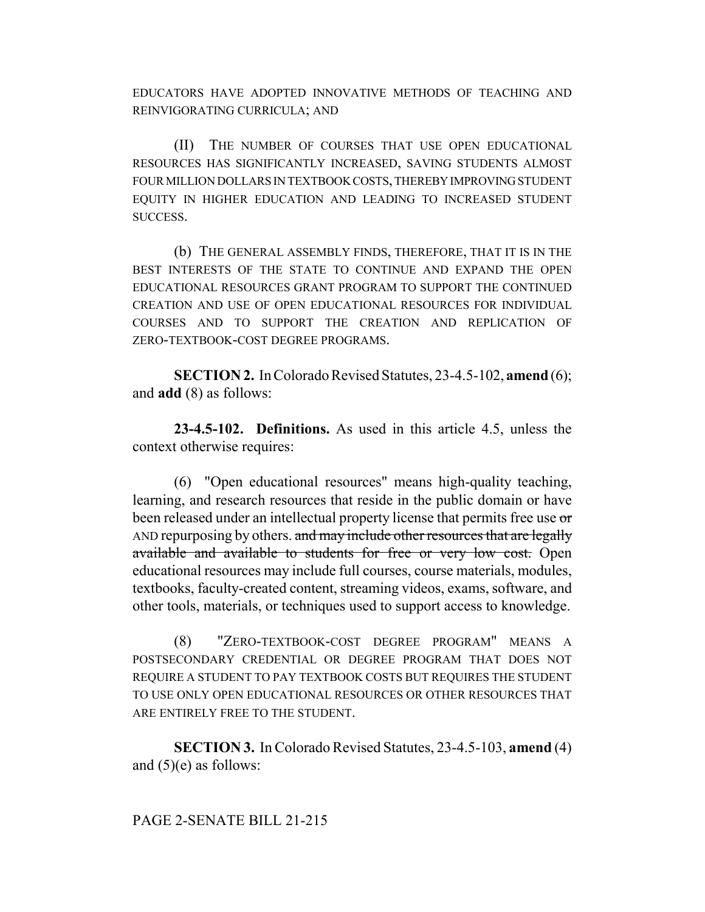EDUCATORS HAVE ADOPTED INNOVATIVE METHODS OF TEACHING AND REINVIGORATING CURRICULA; AND

(II) THE NUMBER OF COURSES THAT USE OPEN EDUCATIONAL RESOURCES HAS SIGNIFICANTLY INCREASED, SAVING STUDENTS ALMOST FOUR MILLION DOLLARS IN TEXTBOOK COSTS, THEREBY IMPROVING STUDENT EQUITY IN HIGHER EDUCATION AND LEADING TO INCREASED STUDENT SUCCESS.

(b) THE GENERAL ASSEMBLY FINDS, THEREFORE, THAT IT IS IN THE BEST INTERESTS OF THE STATE TO CONTINUE AND EXPAND THE OPEN EDUCATIONAL RESOURCES GRANT PROGRAM TO SUPPORT THE CONTINUED CREATION AND USE OF OPEN EDUCATIONAL RESOURCES FOR INDIVIDUAL COURSES AND TO SUPPORT THE CREATION AND REPLICATION OF ZERO-TEXTBOOK-COST DEGREE PROGRAMS.

**SECTION 2.** In Colorado Revised Statutes, 23-4.5-102, **amend** (6); and **add** (8) as follows:

**23-4.5-102. Definitions.** As used in this article 4.5, unless the context otherwise requires:

(6) "Open educational resources" means high-quality teaching, learning, and research resources that reside in the public domain or have been released under an intellectual property license that permits free use ~~or~~ AND repurposing by others. ~~and may include other resources that are legally available and available to students for free or very low cost.~~ Open educational resources may include full courses, course materials, modules, textbooks, faculty-created content, streaming videos, exams, software, and other tools, materials, or techniques used to support access to knowledge.

(8) "ZERO-TEXTBOOK-COST DEGREE PROGRAM" MEANS A POSTSECONDARY CREDENTIAL OR DEGREE PROGRAM THAT DOES NOT REQUIRE A STUDENT TO PAY TEXTBOOK COSTS BUT REQUIRES THE STUDENT TO USE ONLY OPEN EDUCATIONAL RESOURCES OR OTHER RESOURCES THAT ARE ENTIRELY FREE TO THE STUDENT.

**SECTION 3.** In Colorado Revised Statutes, 23-4.5-103, **amend** (4) and (5)(e) as follows: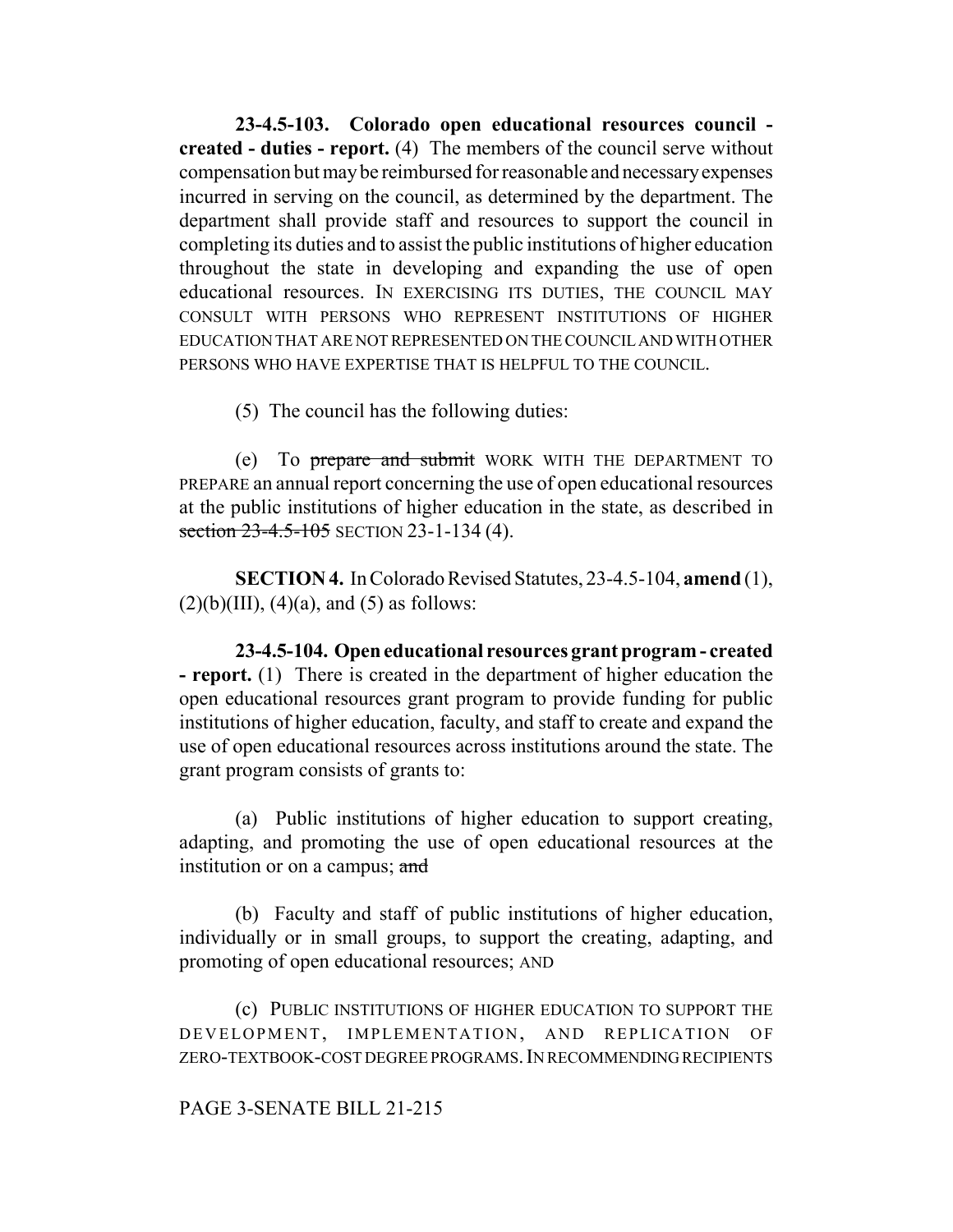**23-4.5-103. Colorado open educational resources council - created - duties - report.** (4) The members of the council serve without compensation but may be reimbursed for reasonable and necessary expenses incurred in serving on the council, as determined by the department. The department shall provide staff and resources to support the council in completing its duties and to assist the public institutions of higher education throughout the state in developing and expanding the use of open educational resources. IN EXERCISING ITS DUTIES, THE COUNCIL MAY CONSULT WITH PERSONS WHO REPRESENT INSTITUTIONS OF HIGHER EDUCATION THAT ARE NOT REPRESENTED ON THE COUNCIL AND WITH OTHER PERSONS WHO HAVE EXPERTISE THAT IS HELPFUL TO THE COUNCIL.

(5) The council has the following duties:

(e) To ~~prepare and submit~~ WORK WITH THE DEPARTMENT TO PREPARE an annual report concerning the use of open educational resources at the public institutions of higher education in the state, as described in ~~section 23-4.5-105~~ SECTION 23-1-134 (4).

**SECTION 4.** In Colorado Revised Statutes, 23-4.5-104, **amend** (1), (2)(b)(III), (4)(a), and (5) as follows:

**23-4.5-104. Open educational resources grant program - created - report.** (1) There is created in the department of higher education the open educational resources grant program to provide funding for public institutions of higher education, faculty, and staff to create and expand the use of open educational resources across institutions around the state. The grant program consists of grants to:

(a) Public institutions of higher education to support creating, adapting, and promoting the use of open educational resources at the institution or on a campus; ~~and~~

(b) Faculty and staff of public institutions of higher education, individually or in small groups, to support the creating, adapting, and promoting of open educational resources; AND

(c) PUBLIC INSTITUTIONS OF HIGHER EDUCATION TO SUPPORT THE DEVELOPMENT, IMPLEMENTATION, AND REPLICATION OF ZERO-TEXTBOOK-COST DEGREE PROGRAMS. IN RECOMMENDING RECIPIENTS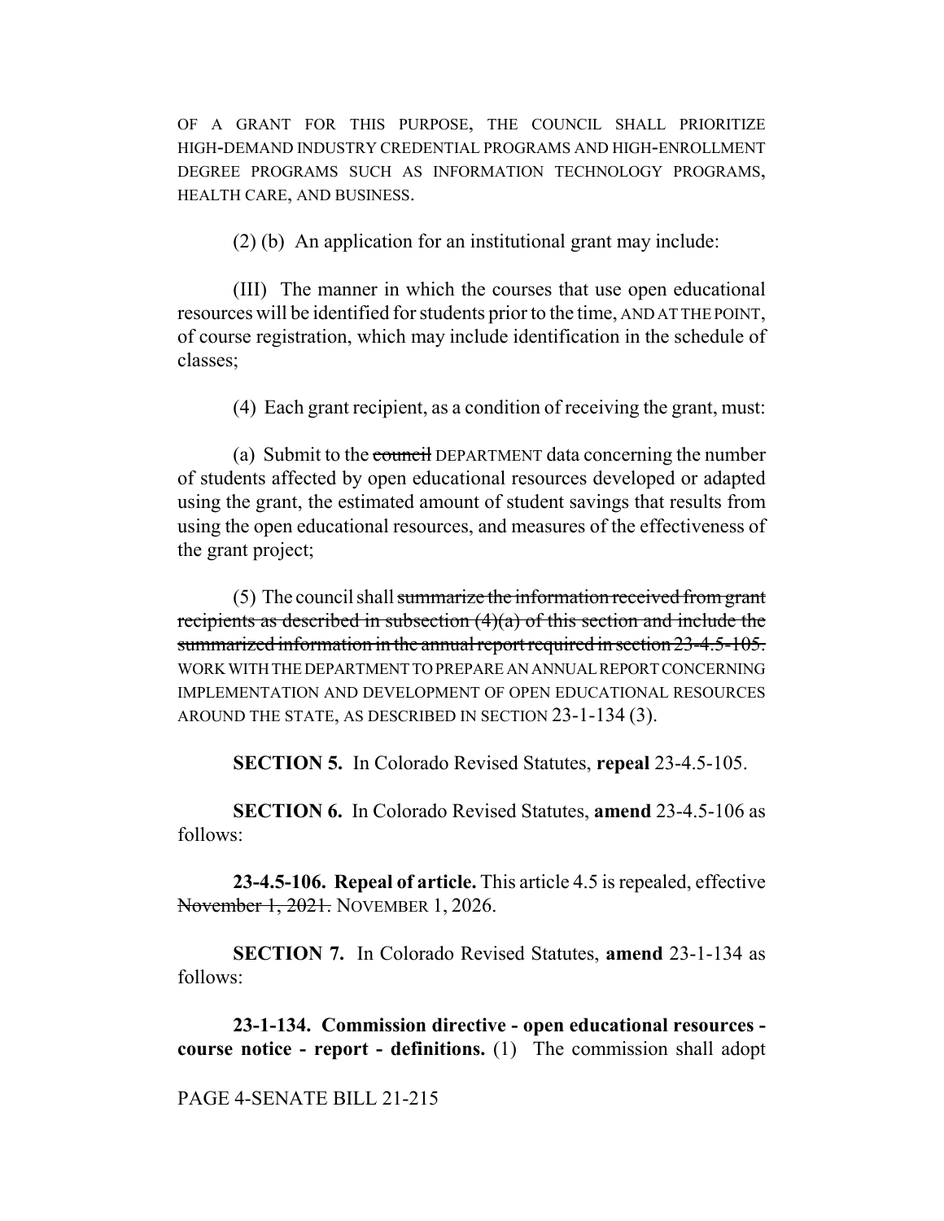OF A GRANT FOR THIS PURPOSE, THE COUNCIL SHALL PRIORITIZE HIGH-DEMAND INDUSTRY CREDENTIAL PROGRAMS AND HIGH-ENROLLMENT DEGREE PROGRAMS SUCH AS INFORMATION TECHNOLOGY PROGRAMS, HEALTH CARE, AND BUSINESS.

(2) (b) An application for an institutional grant may include:

(III) The manner in which the courses that use open educational resources will be identified for students prior to the time, AND AT THE POINT, of course registration, which may include identification in the schedule of classes;

(4) Each grant recipient, as a condition of receiving the grant, must:

(a) Submit to the ~~council~~ DEPARTMENT data concerning the number of students affected by open educational resources developed or adapted using the grant, the estimated amount of student savings that results from using the open educational resources, and measures of the effectiveness of the grant project;

(5) The council shall ~~summarize the information received from grant recipients as described in subsection (4)(a) of this section and include the summarized information in the annual report required in section 23-4.5-105.~~ WORK WITH THE DEPARTMENT TO PREPARE AN ANNUAL REPORT CONCERNING IMPLEMENTATION AND DEVELOPMENT OF OPEN EDUCATIONAL RESOURCES AROUND THE STATE, AS DESCRIBED IN SECTION 23-1-134 (3).

**SECTION 5.** In Colorado Revised Statutes, **repeal** 23-4.5-105.

**SECTION 6.** In Colorado Revised Statutes, **amend** 23-4.5-106 as follows:

**23-4.5-106. Repeal of article.** This article 4.5 is repealed, effective ~~November 1, 2021.~~ NOVEMBER 1, 2026.

**SECTION 7.** In Colorado Revised Statutes, **amend** 23-1-134 as follows:

**23-1-134. Commission directive - open educational resources - course notice - report - definitions.** (1) The commission shall adopt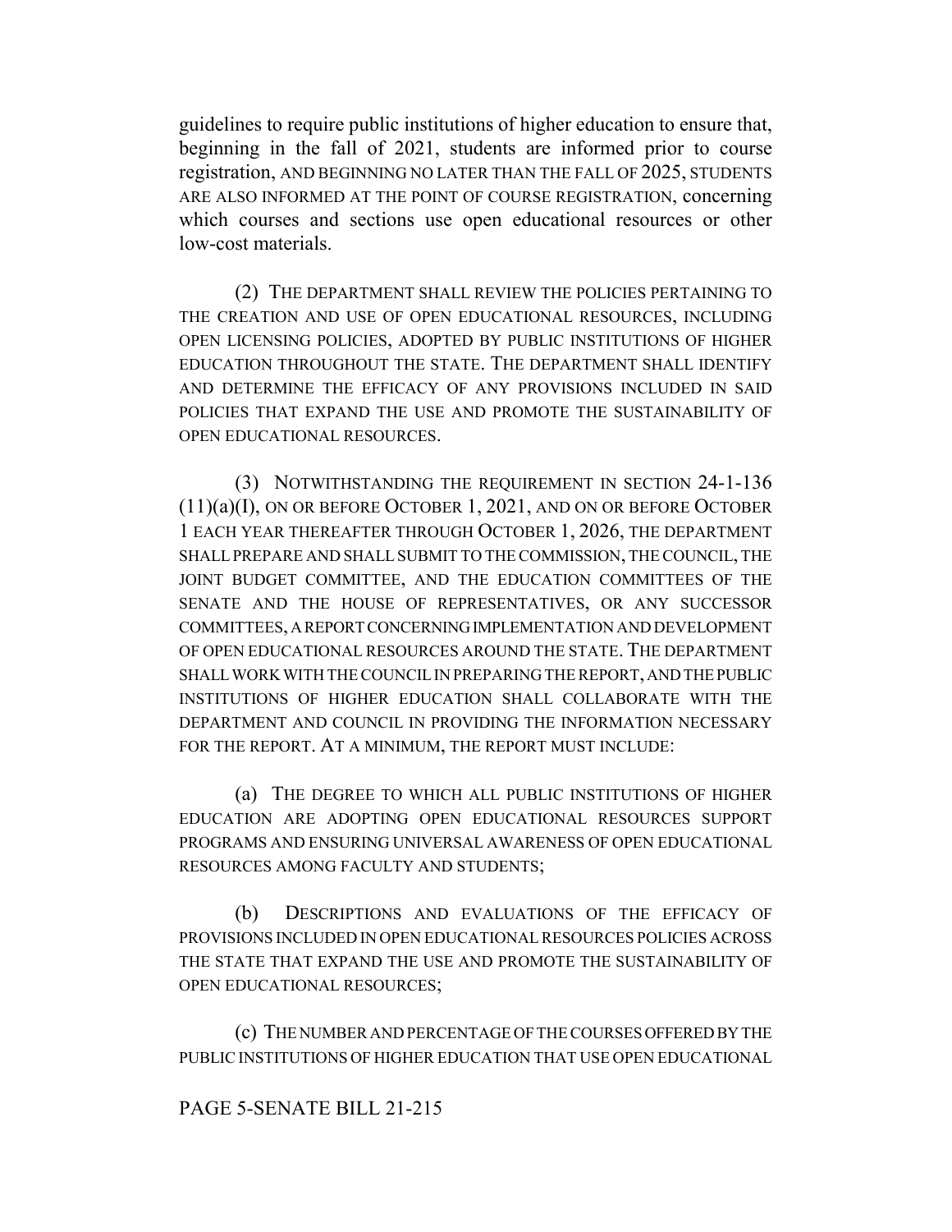guidelines to require public institutions of higher education to ensure that, beginning in the fall of 2021, students are informed prior to course registration, AND BEGINNING NO LATER THAN THE FALL OF 2025, STUDENTS ARE ALSO INFORMED AT THE POINT OF COURSE REGISTRATION, concerning which courses and sections use open educational resources or other low-cost materials.

(2) THE DEPARTMENT SHALL REVIEW THE POLICIES PERTAINING TO THE CREATION AND USE OF OPEN EDUCATIONAL RESOURCES, INCLUDING OPEN LICENSING POLICIES, ADOPTED BY PUBLIC INSTITUTIONS OF HIGHER EDUCATION THROUGHOUT THE STATE. THE DEPARTMENT SHALL IDENTIFY AND DETERMINE THE EFFICACY OF ANY PROVISIONS INCLUDED IN SAID POLICIES THAT EXPAND THE USE AND PROMOTE THE SUSTAINABILITY OF OPEN EDUCATIONAL RESOURCES.

(3) NOTWITHSTANDING THE REQUIREMENT IN SECTION 24-1-136 (11)(a)(I), ON OR BEFORE OCTOBER 1, 2021, AND ON OR BEFORE OCTOBER 1 EACH YEAR THEREAFTER THROUGH OCTOBER 1, 2026, THE DEPARTMENT SHALL PREPARE AND SHALL SUBMIT TO THE COMMISSION, THE COUNCIL, THE JOINT BUDGET COMMITTEE, AND THE EDUCATION COMMITTEES OF THE SENATE AND THE HOUSE OF REPRESENTATIVES, OR ANY SUCCESSOR COMMITTEES, A REPORT CONCERNING IMPLEMENTATION AND DEVELOPMENT OF OPEN EDUCATIONAL RESOURCES AROUND THE STATE. THE DEPARTMENT SHALL WORK WITH THE COUNCIL IN PREPARING THE REPORT, AND THE PUBLIC INSTITUTIONS OF HIGHER EDUCATION SHALL COLLABORATE WITH THE DEPARTMENT AND COUNCIL IN PROVIDING THE INFORMATION NECESSARY FOR THE REPORT. AT A MINIMUM, THE REPORT MUST INCLUDE:

(a) THE DEGREE TO WHICH ALL PUBLIC INSTITUTIONS OF HIGHER EDUCATION ARE ADOPTING OPEN EDUCATIONAL RESOURCES SUPPORT PROGRAMS AND ENSURING UNIVERSAL AWARENESS OF OPEN EDUCATIONAL RESOURCES AMONG FACULTY AND STUDENTS;

(b) DESCRIPTIONS AND EVALUATIONS OF THE EFFICACY OF PROVISIONS INCLUDED IN OPEN EDUCATIONAL RESOURCES POLICIES ACROSS THE STATE THAT EXPAND THE USE AND PROMOTE THE SUSTAINABILITY OF OPEN EDUCATIONAL RESOURCES;

(c) THE NUMBER AND PERCENTAGE OF THE COURSES OFFERED BY THE PUBLIC INSTITUTIONS OF HIGHER EDUCATION THAT USE OPEN EDUCATIONAL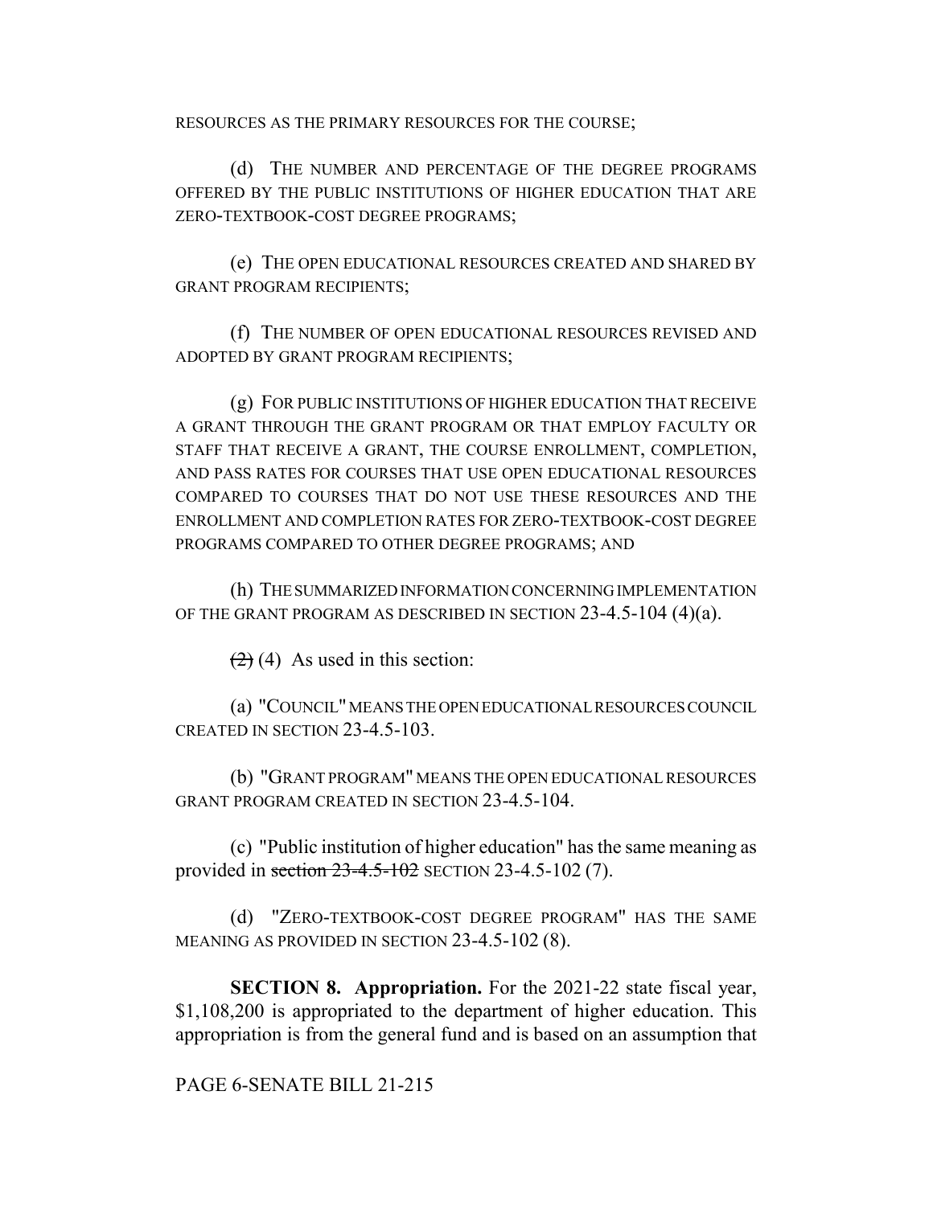RESOURCES AS THE PRIMARY RESOURCES FOR THE COURSE;

(d) THE NUMBER AND PERCENTAGE OF THE DEGREE PROGRAMS OFFERED BY THE PUBLIC INSTITUTIONS OF HIGHER EDUCATION THAT ARE ZERO-TEXTBOOK-COST DEGREE PROGRAMS;

(e) THE OPEN EDUCATIONAL RESOURCES CREATED AND SHARED BY GRANT PROGRAM RECIPIENTS;

(f) THE NUMBER OF OPEN EDUCATIONAL RESOURCES REVISED AND ADOPTED BY GRANT PROGRAM RECIPIENTS;

(g) FOR PUBLIC INSTITUTIONS OF HIGHER EDUCATION THAT RECEIVE A GRANT THROUGH THE GRANT PROGRAM OR THAT EMPLOY FACULTY OR STAFF THAT RECEIVE A GRANT, THE COURSE ENROLLMENT, COMPLETION, AND PASS RATES FOR COURSES THAT USE OPEN EDUCATIONAL RESOURCES COMPARED TO COURSES THAT DO NOT USE THESE RESOURCES AND THE ENROLLMENT AND COMPLETION RATES FOR ZERO-TEXTBOOK-COST DEGREE PROGRAMS COMPARED TO OTHER DEGREE PROGRAMS; AND

(h) THE SUMMARIZED INFORMATION CONCERNING IMPLEMENTATION OF THE GRANT PROGRAM AS DESCRIBED IN SECTION 23-4.5-104 (4)(a).

~~(2)~~ (4) As used in this section:

(a) "COUNCIL" MEANS THE OPEN EDUCATIONAL RESOURCES COUNCIL CREATED IN SECTION 23-4.5-103.

(b) "GRANT PROGRAM" MEANS THE OPEN EDUCATIONAL RESOURCES GRANT PROGRAM CREATED IN SECTION 23-4.5-104.

(c) "Public institution of higher education" has the same meaning as provided in ~~section 23-4.5-102~~ SECTION 23-4.5-102 (7).

(d) "ZERO-TEXTBOOK-COST DEGREE PROGRAM" HAS THE SAME MEANING AS PROVIDED IN SECTION 23-4.5-102 (8).

**SECTION 8. Appropriation.** For the 2021-22 state fiscal year, $1,108,200 is appropriated to the department of higher education. This appropriation is from the general fund and is based on an assumption that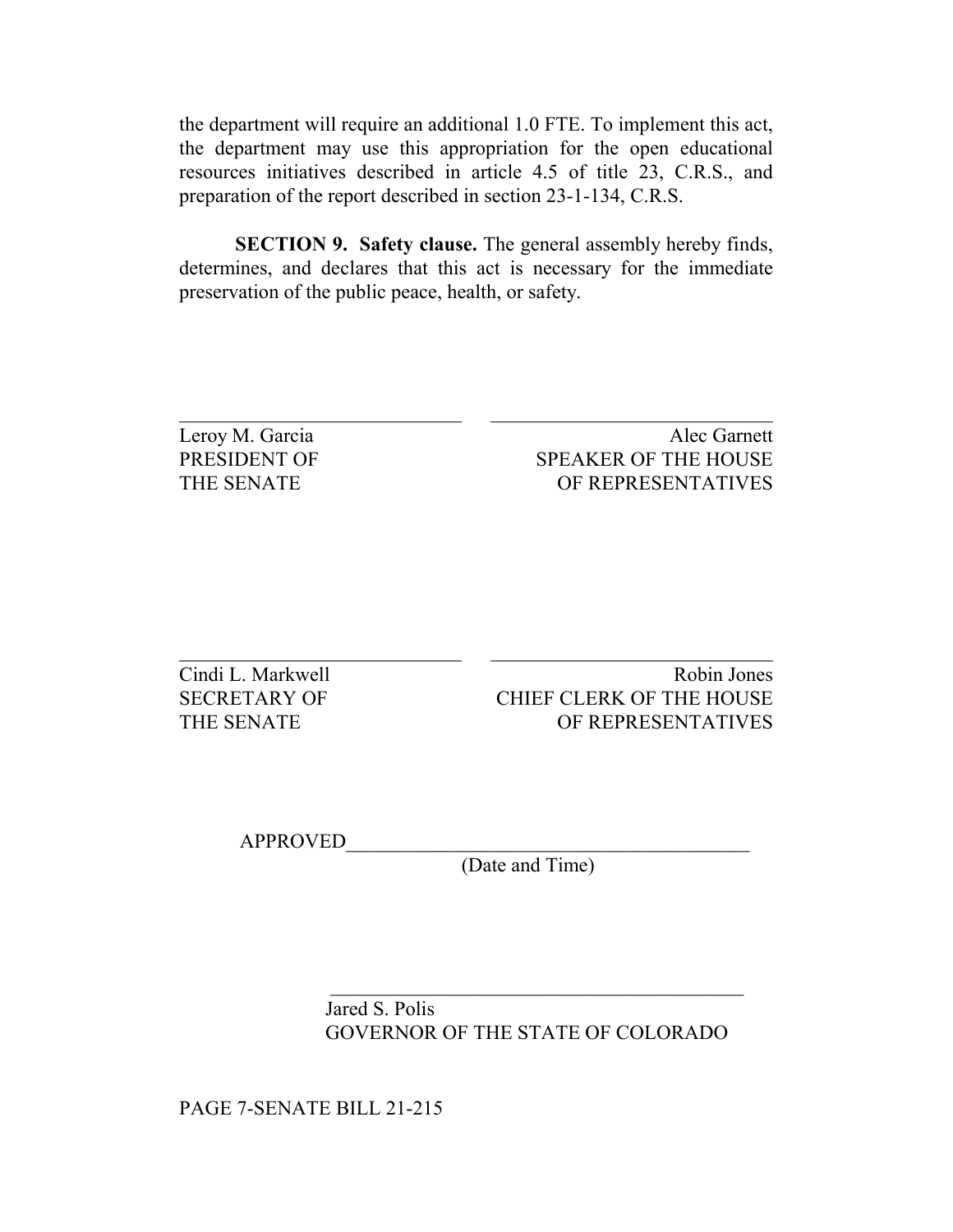the department will require an additional 1.0 FTE. To implement this act, the department may use this appropriation for the open educational resources initiatives described in article 4.5 of title 23, C.R.S., and preparation of the report described in section 23-1-134, C.R.S.

**SECTION 9. Safety clause.** The general assembly hereby finds, determines, and declares that this act is necessary for the immediate preservation of the public peace, health, or safety.

____________________________ ____________________________
Leroy M. Garcia
PRESIDENT OF
THE SENATE

Alec Garnett
SPEAKER OF THE HOUSE
OF REPRESENTATIVES

____________________________ ____________________________
Cindi L. Markwell
SECRETARY OF
THE SENATE

Robin Jones
CHIEF CLERK OF THE HOUSE
OF REPRESENTATIVES

APPROVED________________________________________
(Date and Time)

_________________________________________
Jared S. Polis
GOVERNOR OF THE STATE OF COLORADO

PAGE 7-SENATE BILL 21-215